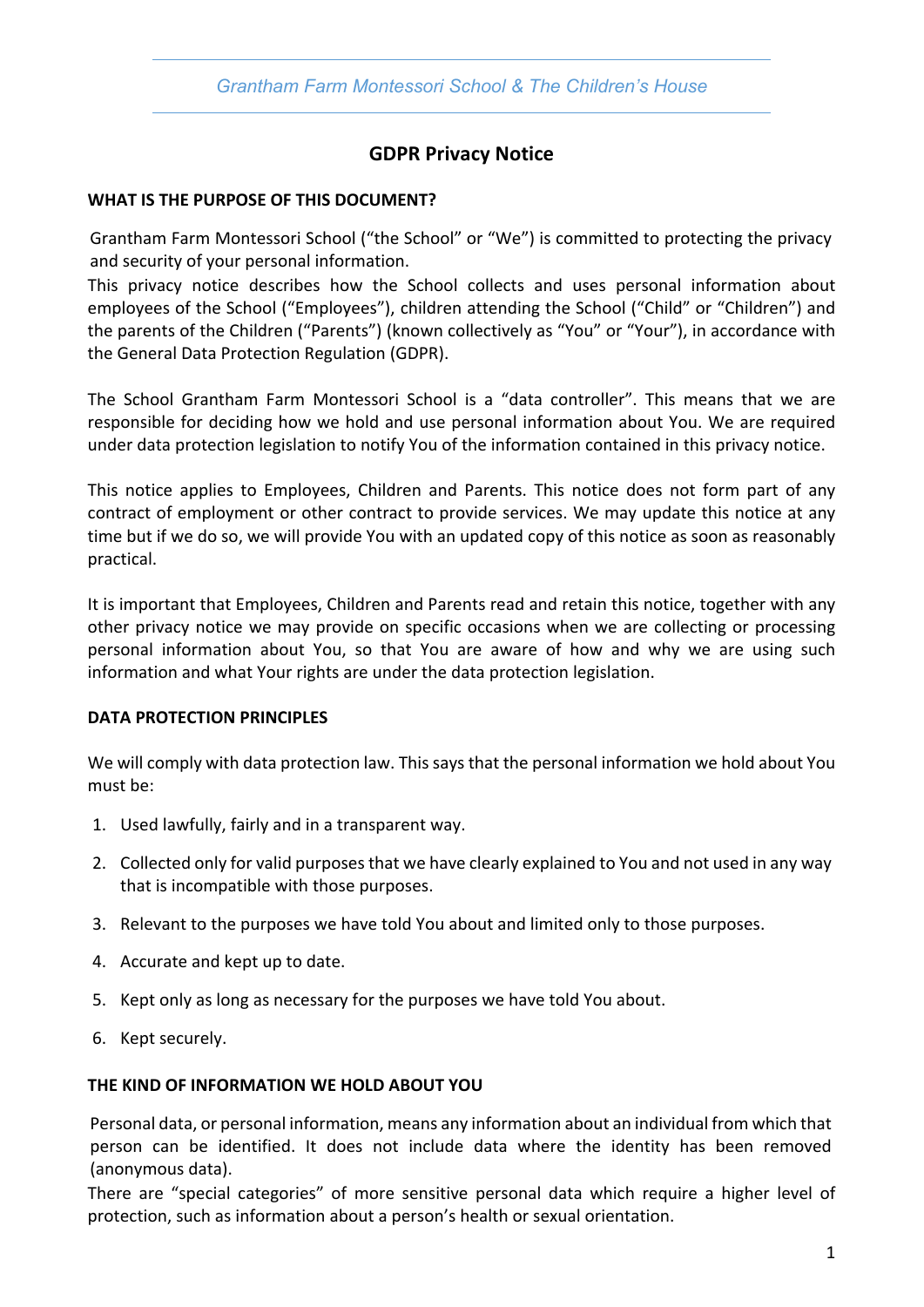*Grantham Farm Montessori School & The Children's House*

# GDPR Privacy Notice

## WHAT IS THE PURPOSE OF THIS DOCUMENT?

Grantham Farm Montessori School ("the School" or "We") is committed to protecting the privacy and security of your personal information.

This privacy notice describes how the School collects and uses personal information about employees of the School ("Employees"), children attending the School ("Child" or "Children") and the parents of the Children ("Parents") (known collectively as "You" or "Your"), in accordance with the General Data Protection Regulation (GDPR).

The School Grantham Farm Montessori School is a "data controller". This means that we are responsible for deciding how we hold and use personal information about You. We are required under data protection legislation to notify You of the information contained in this privacy notice.

This notice applies to Employees, Children and Parents. This notice does not form part of any contract of employment or other contract to provide services. We may update this notice at any time but if we do so, we will provide You with an updated copy of this notice as soon as reasonably practical.

It is important that Employees, Children and Parents read and retain this notice, together with any other privacy notice we may provide on specific occasions when we are collecting or processing personal information about You, so that You are aware of how and why we are using such information and what Your rights are under the data protection legislation.

## DATA PROTECTION PRINCIPLES

We will comply with data protection law. This says that the personal information we hold about You must be:

1. Used lawfully, fairly and in a transparent way.
2. Collected only for valid purposes that we have clearly explained to You and not used in any way that is incompatible with those purposes.
3. Relevant to the purposes we have told You about and limited only to those purposes.
4. Accurate and kept up to date.
5. Kept only as long as necessary for the purposes we have told You about.
6. Kept securely.

## THE KIND OF INFORMATION WE HOLD ABOUT YOU

Personal data, or personal information, means any information about an individual from which that person can be identified. It does not include data where the identity has been removed (anonymous data).

There are "special categories" of more sensitive personal data which require a higher level of protection, such as information about a person's health or sexual orientation.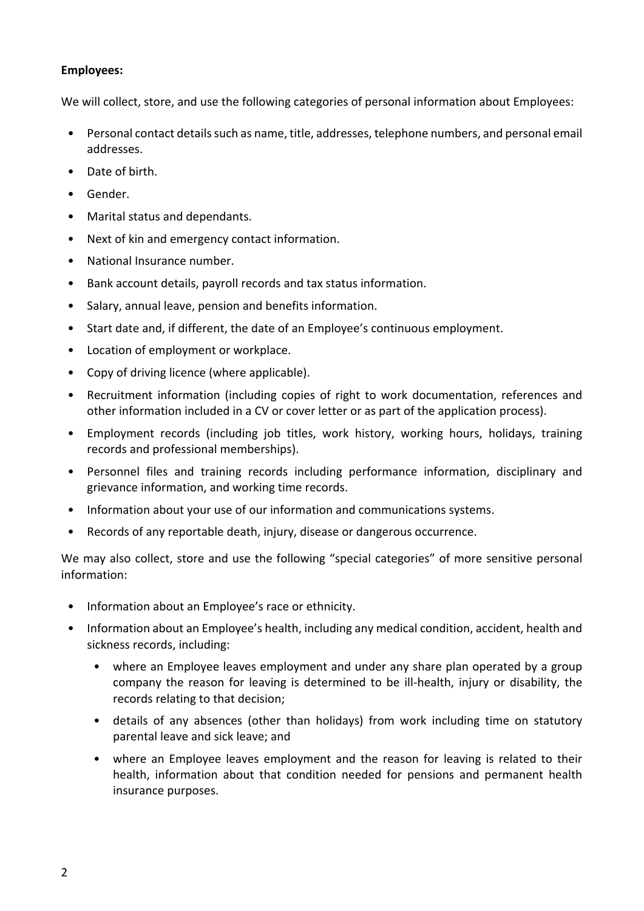**Employees:**

We will collect, store, and use the following categories of personal information about Employees:

- Personal contact details such as name, title, addresses, telephone numbers, and personal email addresses.
- Date of birth.
- Gender.
- Marital status and dependants.
- Next of kin and emergency contact information.
- National Insurance number.
- Bank account details, payroll records and tax status information.
- Salary, annual leave, pension and benefits information.
- Start date and, if different, the date of an Employee's continuous employment.
- Location of employment or workplace.
- Copy of driving licence (where applicable).
- Recruitment information (including copies of right to work documentation, references and other information included in a CV or cover letter or as part of the application process).
- Employment records (including job titles, work history, working hours, holidays, training records and professional memberships).
- Personnel files and training records including performance information, disciplinary and grievance information, and working time records.
- Information about your use of our information and communications systems.
- Records of any reportable death, injury, disease or dangerous occurrence.

We may also collect, store and use the following "special categories" of more sensitive personal information:

- Information about an Employee's race or ethnicity.
- Information about an Employee's health, including any medical condition, accident, health and sickness records, including:
  - where an Employee leaves employment and under any share plan operated by a group company the reason for leaving is determined to be ill-health, injury or disability, the records relating to that decision;
  - details of any absences (other than holidays) from work including time on statutory parental leave and sick leave; and
  - where an Employee leaves employment and the reason for leaving is related to their health, information about that condition needed for pensions and permanent health insurance purposes.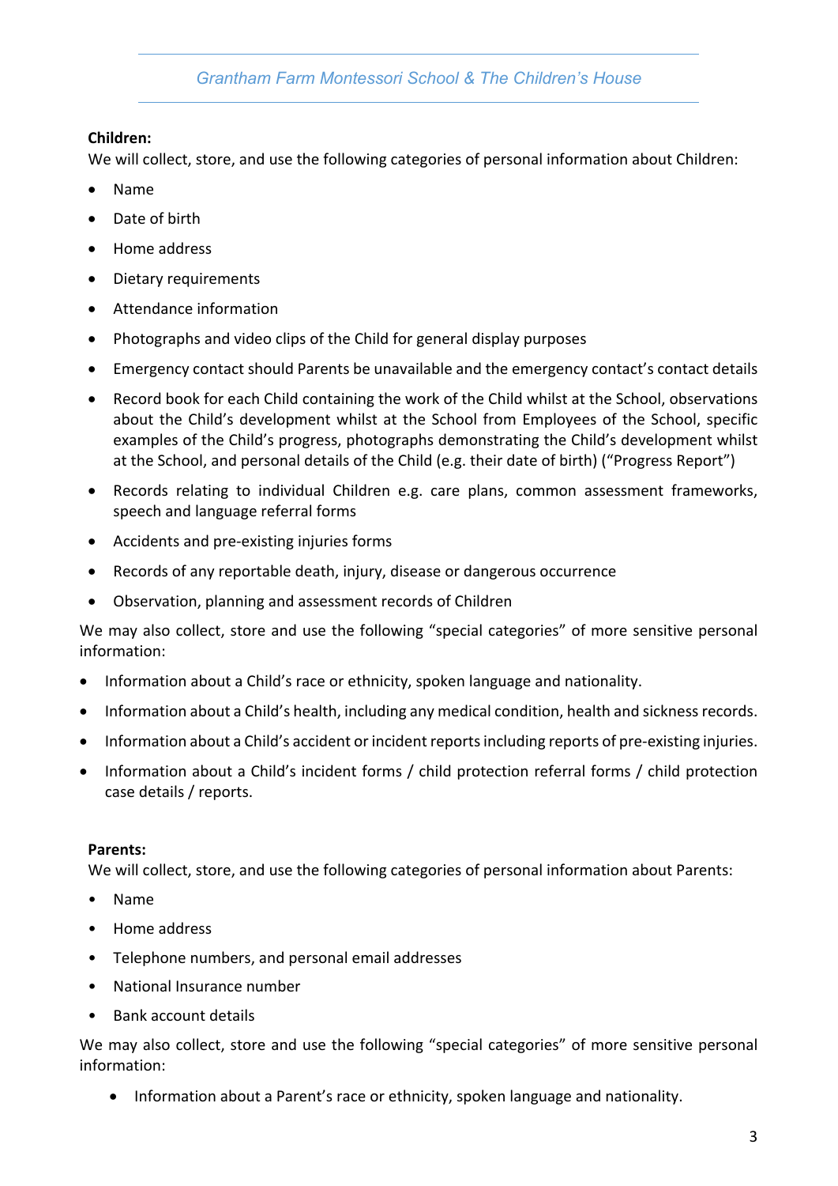**Children:**

We will collect, store, and use the following categories of personal information about Children:

- Name
- Date of birth
- Home address
- Dietary requirements
- Attendance information
- Photographs and video clips of the Child for general display purposes
- Emergency contact should Parents be unavailable and the emergency contact's contact details
- Record book for each Child containing the work of the Child whilst at the School, observations about the Child's development whilst at the School from Employees of the School, specific examples of the Child's progress, photographs demonstrating the Child's development whilst at the School, and personal details of the Child (e.g. their date of birth) ("Progress Report")
- Records relating to individual Children e.g. care plans, common assessment frameworks, speech and language referral forms
- Accidents and pre-existing injuries forms
- Records of any reportable death, injury, disease or dangerous occurrence
- Observation, planning and assessment records of Children

We may also collect, store and use the following "special categories" of more sensitive personal information:

- Information about a Child's race or ethnicity, spoken language and nationality.
- Information about a Child's health, including any medical condition, health and sickness records.
- Information about a Child's accident or incident reports including reports of pre-existing injuries.
- Information about a Child's incident forms / child protection referral forms / child protection case details / reports.

**Parents:**

We will collect, store, and use the following categories of personal information about Parents:

- Name
- Home address
- Telephone numbers, and personal email addresses
- National Insurance number
- Bank account details

We may also collect, store and use the following "special categories" of more sensitive personal information:

- Information about a Parent's race or ethnicity, spoken language and nationality.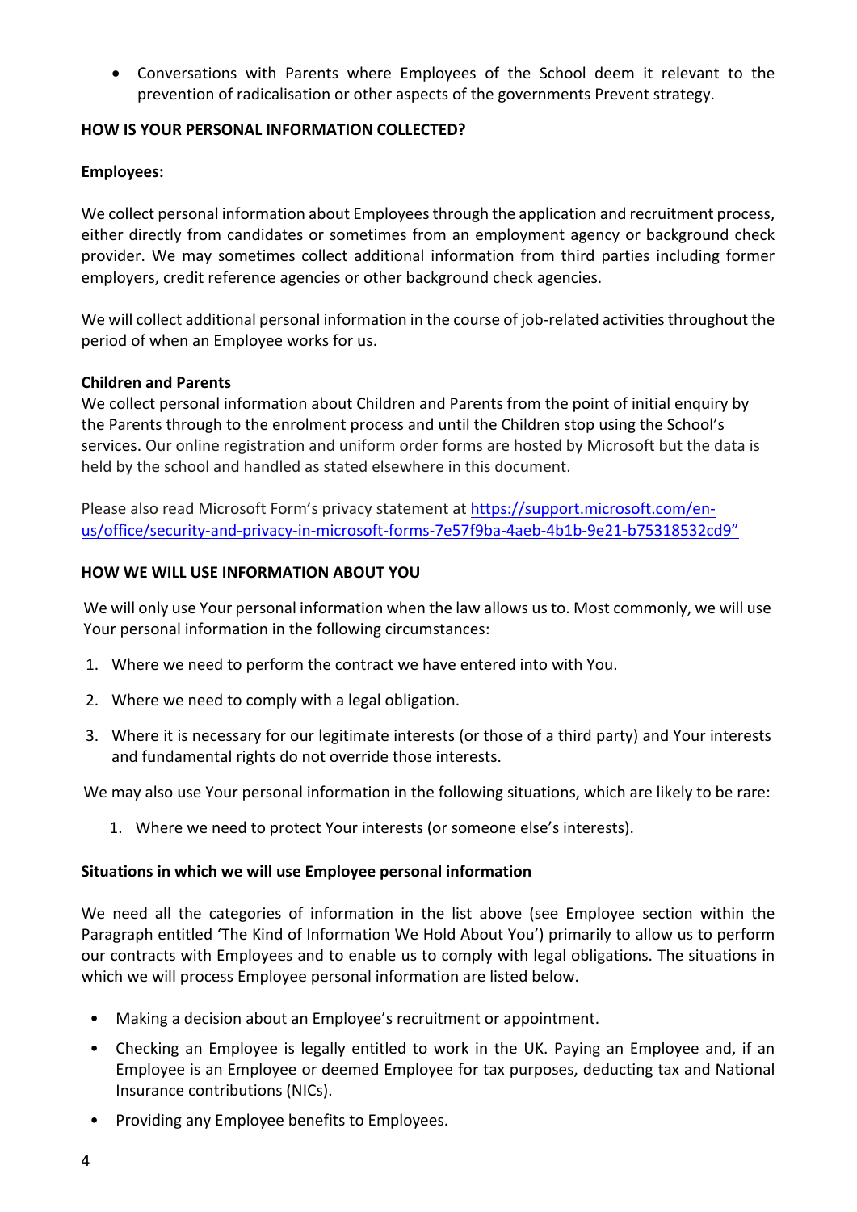- Conversations with Parents where Employees of the School deem it relevant to the prevention of radicalisation or other aspects of the governments Prevent strategy.

**HOW IS YOUR PERSONAL INFORMATION COLLECTED?**

**Employees:**

We collect personal information about Employees through the application and recruitment process, either directly from candidates or sometimes from an employment agency or background check provider. We may sometimes collect additional information from third parties including former employers, credit reference agencies or other background check agencies.

We will collect additional personal information in the course of job-related activities throughout the period of when an Employee works for us.

**Children and Parents**

We collect personal information about Children and Parents from the point of initial enquiry by the Parents through to the enrolment process and until the Children stop using the School's services. Our online registration and uniform order forms are hosted by Microsoft but the data is held by the school and handled as stated elsewhere in this document.

Please also read Microsoft Form's privacy statement at [https://support.microsoft.com/en-us/office/security-and-privacy-in-microsoft-forms-7e57f9ba-4aeb-4b1b-9e21-b75318532cd9"](https://support.microsoft.com/en-us/office/security-and-privacy-in-microsoft-forms-7e57f9ba-4aeb-4b1b-9e21-b75318532cd9)

**HOW WE WILL USE INFORMATION ABOUT YOU**

We will only use Your personal information when the law allows us to. Most commonly, we will use Your personal information in the following circumstances:

1. Where we need to perform the contract we have entered into with You.
2. Where we need to comply with a legal obligation.
3. Where it is necessary for our legitimate interests (or those of a third party) and Your interests and fundamental rights do not override those interests.

We may also use Your personal information in the following situations, which are likely to be rare:

1. Where we need to protect Your interests (or someone else's interests).

**Situations in which we will use Employee personal information**

We need all the categories of information in the list above (see Employee section within the Paragraph entitled 'The Kind of Information We Hold About You') primarily to allow us to perform our contracts with Employees and to enable us to comply with legal obligations. The situations in which we will process Employee personal information are listed below.

- Making a decision about an Employee's recruitment or appointment.
- Checking an Employee is legally entitled to work in the UK. Paying an Employee and, if an Employee is an Employee or deemed Employee for tax purposes, deducting tax and National Insurance contributions (NICs).
- Providing any Employee benefits to Employees.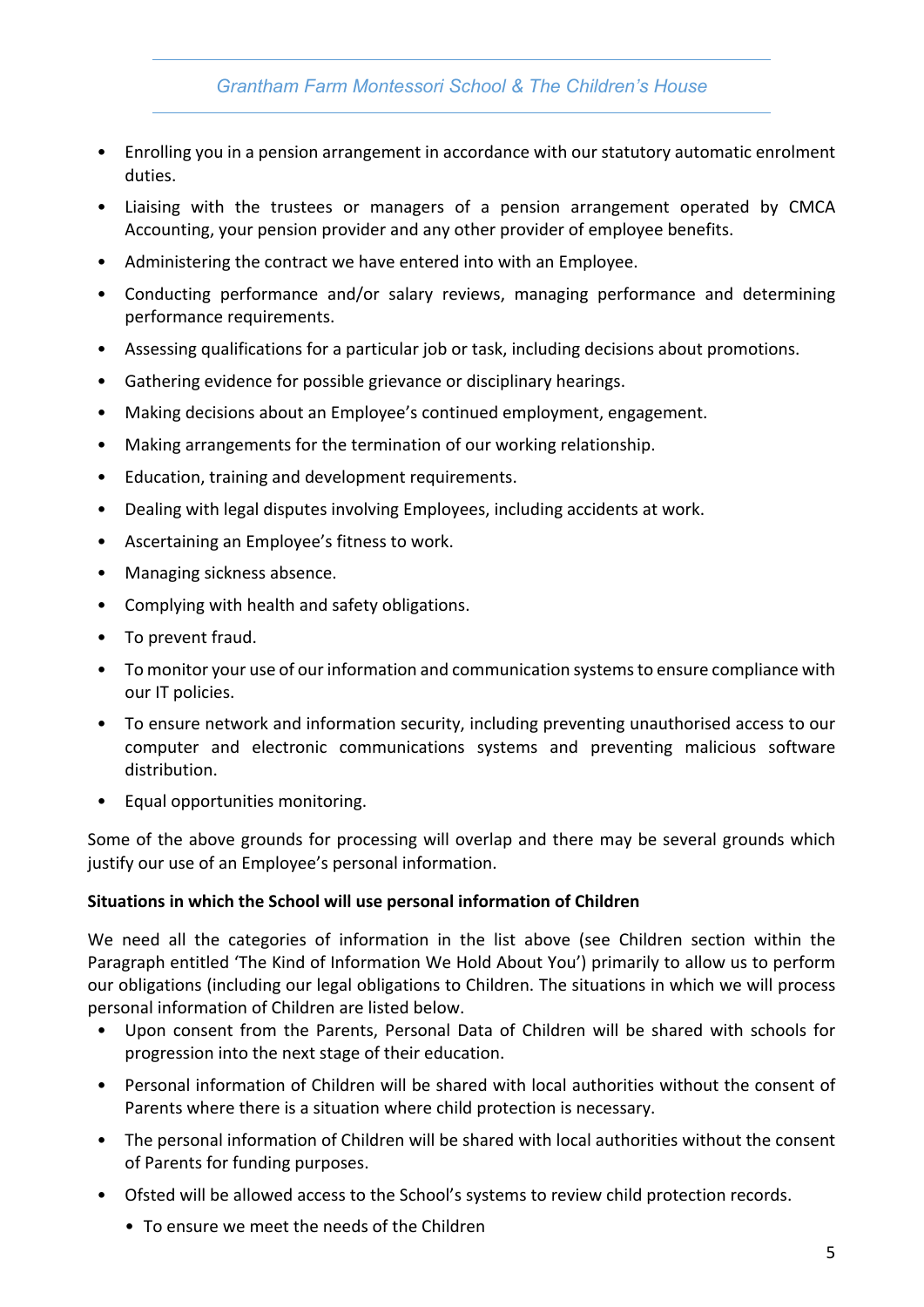- Enrolling you in a pension arrangement in accordance with our statutory automatic enrolment duties.
- Liaising with the trustees or managers of a pension arrangement operated by CMCA Accounting, your pension provider and any other provider of employee benefits.
- Administering the contract we have entered into with an Employee.
- Conducting performance and/or salary reviews, managing performance and determining performance requirements.
- Assessing qualifications for a particular job or task, including decisions about promotions.
- Gathering evidence for possible grievance or disciplinary hearings.
- Making decisions about an Employee's continued employment, engagement.
- Making arrangements for the termination of our working relationship.
- Education, training and development requirements.
- Dealing with legal disputes involving Employees, including accidents at work.
- Ascertaining an Employee's fitness to work.
- Managing sickness absence.
- Complying with health and safety obligations.
- To prevent fraud.
- To monitor your use of our information and communication systems to ensure compliance with our IT policies.
- To ensure network and information security, including preventing unauthorised access to our computer and electronic communications systems and preventing malicious software distribution.
- Equal opportunities monitoring.

Some of the above grounds for processing will overlap and there may be several grounds which justify our use of an Employee's personal information.

**Situations in which the School will use personal information of Children**

We need all the categories of information in the list above (see Children section within the Paragraph entitled 'The Kind of Information We Hold About You') primarily to allow us to perform our obligations (including our legal obligations to Children. The situations in which we will process personal information of Children are listed below.

- Upon consent from the Parents, Personal Data of Children will be shared with schools for progression into the next stage of their education.
- Personal information of Children will be shared with local authorities without the consent of Parents where there is a situation where child protection is necessary.
- The personal information of Children will be shared with local authorities without the consent of Parents for funding purposes.
- Ofsted will be allowed access to the School's systems to review child protection records.
  - To ensure we meet the needs of the Children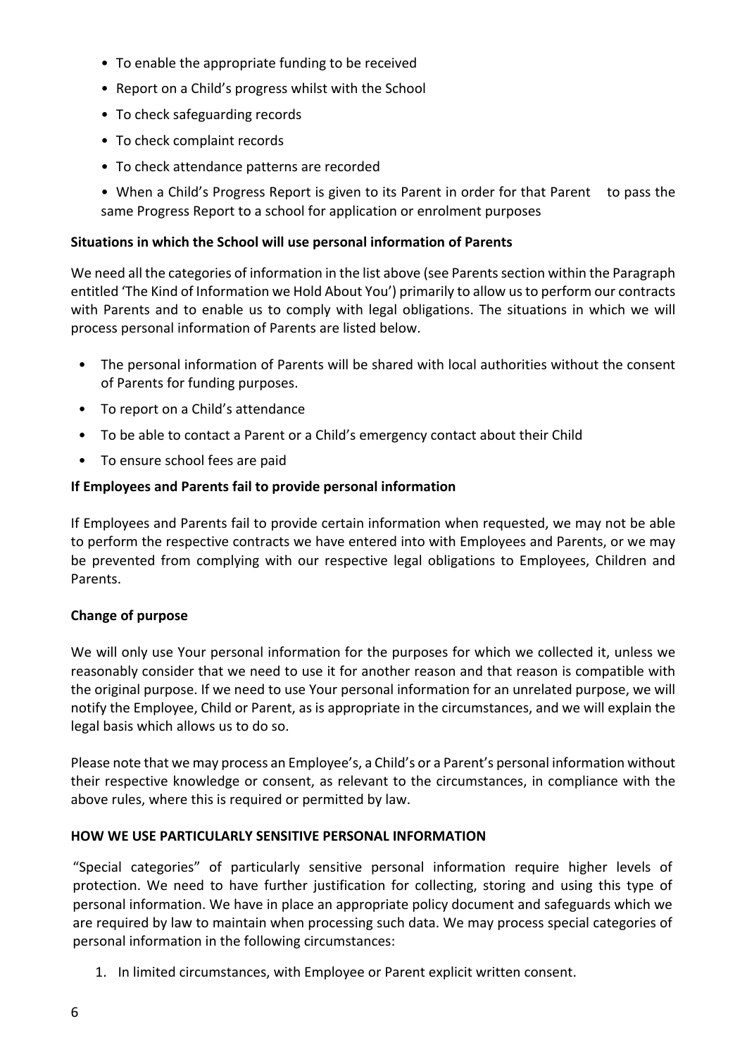- To enable the appropriate funding to be received
- Report on a Child's progress whilst with the School
- To check safeguarding records
- To check complaint records
- To check attendance patterns are recorded
- When a Child's Progress Report is given to its Parent in order for that Parent to pass the same Progress Report to a school for application or enrolment purposes

**Situations in which the School will use personal information of Parents**

We need all the categories of information in the list above (see Parents section within the Paragraph entitled 'The Kind of Information we Hold About You') primarily to allow us to perform our contracts with Parents and to enable us to comply with legal obligations. The situations in which we will process personal information of Parents are listed below.

- The personal information of Parents will be shared with local authorities without the consent of Parents for funding purposes.
- To report on a Child's attendance
- To be able to contact a Parent or a Child's emergency contact about their Child
- To ensure school fees are paid

**If Employees and Parents fail to provide personal information**

If Employees and Parents fail to provide certain information when requested, we may not be able to perform the respective contracts we have entered into with Employees and Parents, or we may be prevented from complying with our respective legal obligations to Employees, Children and Parents.

**Change of purpose**

We will only use Your personal information for the purposes for which we collected it, unless we reasonably consider that we need to use it for another reason and that reason is compatible with the original purpose. If we need to use Your personal information for an unrelated purpose, we will notify the Employee, Child or Parent, as is appropriate in the circumstances, and we will explain the legal basis which allows us to do so.

Please note that we may process an Employee's, a Child's or a Parent's personal information without their respective knowledge or consent, as relevant to the circumstances, in compliance with the above rules, where this is required or permitted by law.

**HOW WE USE PARTICULARLY SENSITIVE PERSONAL INFORMATION**

"Special categories" of particularly sensitive personal information require higher levels of protection. We need to have further justification for collecting, storing and using this type of personal information. We have in place an appropriate policy document and safeguards which we are required by law to maintain when processing such data. We may process special categories of personal information in the following circumstances:

1. In limited circumstances, with Employee or Parent explicit written consent.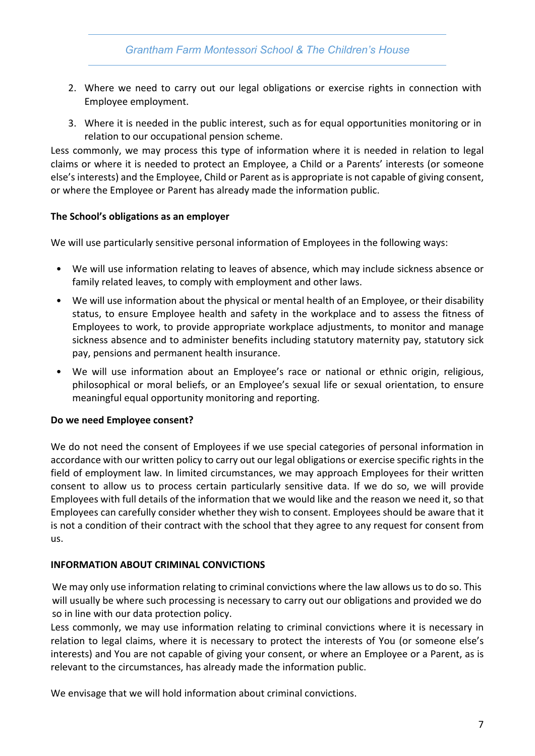2. Where we need to carry out our legal obligations or exercise rights in connection with Employee employment.
3. Where it is needed in the public interest, such as for equal opportunities monitoring or in relation to our occupational pension scheme.

Less commonly, we may process this type of information where it is needed in relation to legal claims or where it is needed to protect an Employee, a Child or a Parents' interests (or someone else's interests) and the Employee, Child or Parent as is appropriate is not capable of giving consent, or where the Employee or Parent has already made the information public.

**The School's obligations as an employer**

We will use particularly sensitive personal information of Employees in the following ways:

- We will use information relating to leaves of absence, which may include sickness absence or family related leaves, to comply with employment and other laws.
- We will use information about the physical or mental health of an Employee, or their disability status, to ensure Employee health and safety in the workplace and to assess the fitness of Employees to work, to provide appropriate workplace adjustments, to monitor and manage sickness absence and to administer benefits including statutory maternity pay, statutory sick pay, pensions and permanent health insurance.
- We will use information about an Employee's race or national or ethnic origin, religious, philosophical or moral beliefs, or an Employee's sexual life or sexual orientation, to ensure meaningful equal opportunity monitoring and reporting.

**Do we need Employee consent?**

We do not need the consent of Employees if we use special categories of personal information in accordance with our written policy to carry out our legal obligations or exercise specific rights in the field of employment law. In limited circumstances, we may approach Employees for their written consent to allow us to process certain particularly sensitive data. If we do so, we will provide Employees with full details of the information that we would like and the reason we need it, so that Employees can carefully consider whether they wish to consent. Employees should be aware that it is not a condition of their contract with the school that they agree to any request for consent from us.

**INFORMATION ABOUT CRIMINAL CONVICTIONS**

We may only use information relating to criminal convictions where the law allows us to do so. This will usually be where such processing is necessary to carry out our obligations and provided we do so in line with our data protection policy.

Less commonly, we may use information relating to criminal convictions where it is necessary in relation to legal claims, where it is necessary to protect the interests of You (or someone else's interests) and You are not capable of giving your consent, or where an Employee or a Parent, as is relevant to the circumstances, has already made the information public.

We envisage that we will hold information about criminal convictions.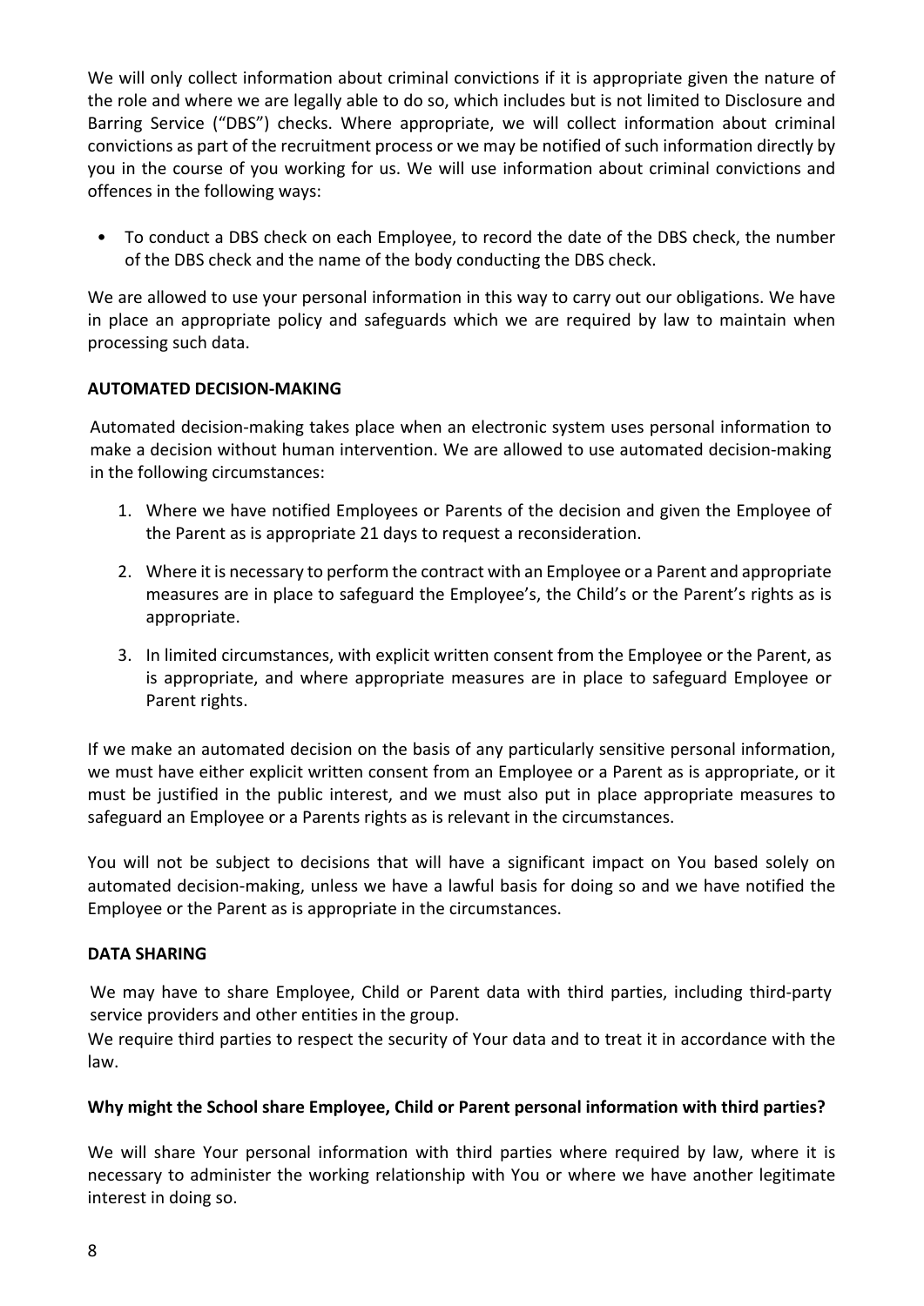We will only collect information about criminal convictions if it is appropriate given the nature of the role and where we are legally able to do so, which includes but is not limited to Disclosure and Barring Service ("DBS") checks. Where appropriate, we will collect information about criminal convictions as part of the recruitment process or we may be notified of such information directly by you in the course of you working for us. We will use information about criminal convictions and offences in the following ways:

- To conduct a DBS check on each Employee, to record the date of the DBS check, the number of the DBS check and the name of the body conducting the DBS check.

We are allowed to use your personal information in this way to carry out our obligations. We have in place an appropriate policy and safeguards which we are required by law to maintain when processing such data.

**AUTOMATED DECISION-MAKING**

Automated decision-making takes place when an electronic system uses personal information to make a decision without human intervention. We are allowed to use automated decision-making in the following circumstances:

1. Where we have notified Employees or Parents of the decision and given the Employee of the Parent as is appropriate 21 days to request a reconsideration.
2. Where it is necessary to perform the contract with an Employee or a Parent and appropriate measures are in place to safeguard the Employee's, the Child's or the Parent's rights as is appropriate.
3. In limited circumstances, with explicit written consent from the Employee or the Parent, as is appropriate, and where appropriate measures are in place to safeguard Employee or Parent rights.

If we make an automated decision on the basis of any particularly sensitive personal information, we must have either explicit written consent from an Employee or a Parent as is appropriate, or it must be justified in the public interest, and we must also put in place appropriate measures to safeguard an Employee or a Parents rights as is relevant in the circumstances.

You will not be subject to decisions that will have a significant impact on You based solely on automated decision-making, unless we have a lawful basis for doing so and we have notified the Employee or the Parent as is appropriate in the circumstances.

**DATA SHARING**

We may have to share Employee, Child or Parent data with third parties, including third-party service providers and other entities in the group.

We require third parties to respect the security of Your data and to treat it in accordance with the law.

**Why might the School share Employee, Child or Parent personal information with third parties?**

We will share Your personal information with third parties where required by law, where it is necessary to administer the working relationship with You or where we have another legitimate interest in doing so.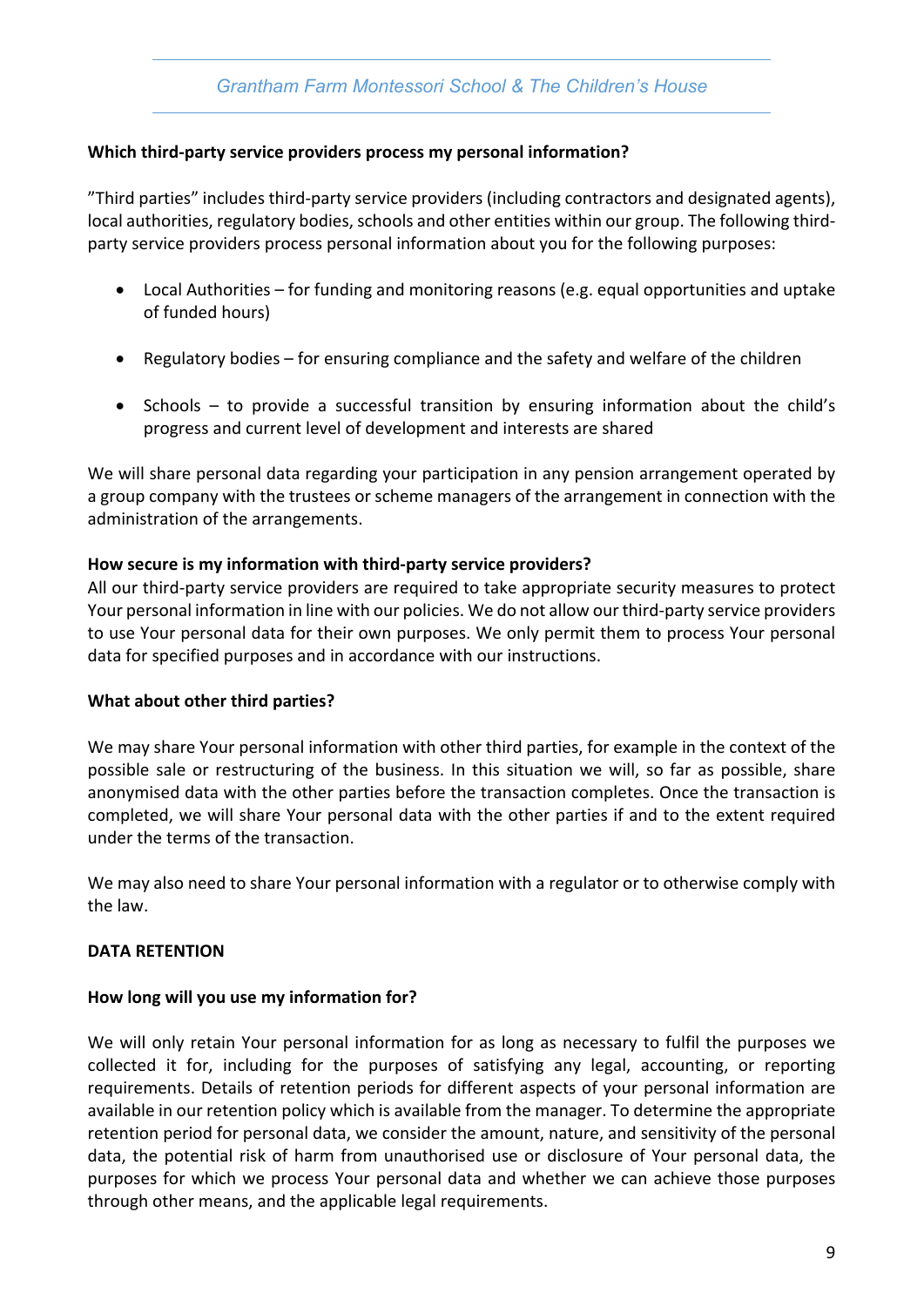**Which third-party service providers process my personal information?**

”Third parties” includes third-party service providers (including contractors and designated agents), local authorities, regulatory bodies, schools and other entities within our group. The following third-party service providers process personal information about you for the following purposes:

- Local Authorities – for funding and monitoring reasons (e.g. equal opportunities and uptake of funded hours)
- Regulatory bodies – for ensuring compliance and the safety and welfare of the children
- Schools – to provide a successful transition by ensuring information about the child's progress and current level of development and interests are shared

We will share personal data regarding your participation in any pension arrangement operated by a group company with the trustees or scheme managers of the arrangement in connection with the administration of the arrangements.

**How secure is my information with third-party service providers?**

All our third-party service providers are required to take appropriate security measures to protect Your personal information in line with our policies. We do not allow our third-party service providers to use Your personal data for their own purposes. We only permit them to process Your personal data for specified purposes and in accordance with our instructions.

**What about other third parties?**

We may share Your personal information with other third parties, for example in the context of the possible sale or restructuring of the business. In this situation we will, so far as possible, share anonymised data with the other parties before the transaction completes. Once the transaction is completed, we will share Your personal data with the other parties if and to the extent required under the terms of the transaction.

We may also need to share Your personal information with a regulator or to otherwise comply with the law.

**DATA RETENTION**

**How long will you use my information for?**

We will only retain Your personal information for as long as necessary to fulfil the purposes we collected it for, including for the purposes of satisfying any legal, accounting, or reporting requirements. Details of retention periods for different aspects of your personal information are available in our retention policy which is available from the manager. To determine the appropriate retention period for personal data, we consider the amount, nature, and sensitivity of the personal data, the potential risk of harm from unauthorised use or disclosure of Your personal data, the purposes for which we process Your personal data and whether we can achieve those purposes through other means, and the applicable legal requirements.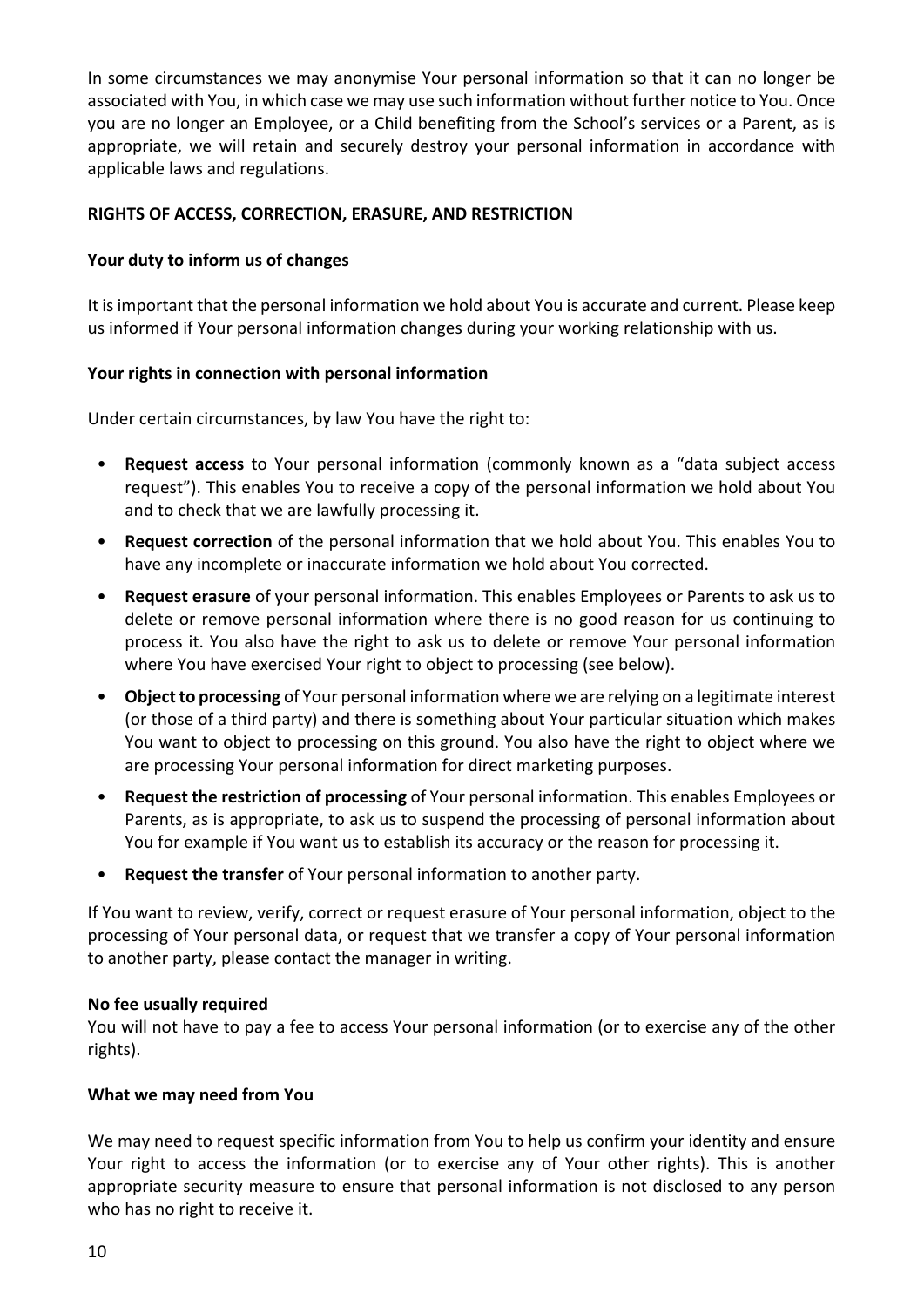In some circumstances we may anonymise Your personal information so that it can no longer be associated with You, in which case we may use such information without further notice to You. Once you are no longer an Employee, or a Child benefiting from the School's services or a Parent, as is appropriate, we will retain and securely destroy your personal information in accordance with applicable laws and regulations.

## RIGHTS OF ACCESS, CORRECTION, ERASURE, AND RESTRICTION

### Your duty to inform us of changes

It is important that the personal information we hold about You is accurate and current. Please keep us informed if Your personal information changes during your working relationship with us.

### Your rights in connection with personal information

Under certain circumstances, by law You have the right to:

- **Request access** to Your personal information (commonly known as a "data subject access request"). This enables You to receive a copy of the personal information we hold about You and to check that we are lawfully processing it.
- **Request correction** of the personal information that we hold about You. This enables You to have any incomplete or inaccurate information we hold about You corrected.
- **Request erasure** of your personal information. This enables Employees or Parents to ask us to delete or remove personal information where there is no good reason for us continuing to process it. You also have the right to ask us to delete or remove Your personal information where You have exercised Your right to object to processing (see below).
- **Object to processing** of Your personal information where we are relying on a legitimate interest (or those of a third party) and there is something about Your particular situation which makes You want to object to processing on this ground. You also have the right to object where we are processing Your personal information for direct marketing purposes.
- **Request the restriction of processing** of Your personal information. This enables Employees or Parents, as is appropriate, to ask us to suspend the processing of personal information about You for example if You want us to establish its accuracy or the reason for processing it.
- **Request the transfer** of Your personal information to another party.

If You want to review, verify, correct or request erasure of Your personal information, object to the processing of Your personal data, or request that we transfer a copy of Your personal information to another party, please contact the manager in writing.

### No fee usually required

You will not have to pay a fee to access Your personal information (or to exercise any of the other rights).

### What we may need from You

We may need to request specific information from You to help us confirm your identity and ensure Your right to access the information (or to exercise any of Your other rights). This is another appropriate security measure to ensure that personal information is not disclosed to any person who has no right to receive it.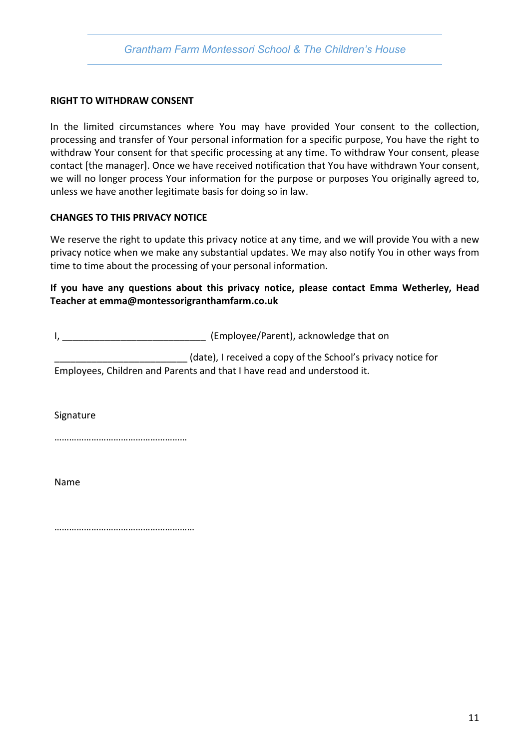## RIGHT TO WITHDRAW CONSENT

In the limited circumstances where You may have provided Your consent to the collection, processing and transfer of Your personal information for a specific purpose, You have the right to withdraw Your consent for that specific processing at any time. To withdraw Your consent, please contact [the manager]. Once we have received notification that You have withdrawn Your consent, we will no longer process Your information for the purpose or purposes You originally agreed to, unless we have another legitimate basis for doing so in law.

## CHANGES TO THIS PRIVACY NOTICE

We reserve the right to update this privacy notice at any time, and we will provide You with a new privacy notice when we make any substantial updates. We may also notify You in other ways from time to time about the processing of your personal information.

**If you have any questions about this privacy notice, please contact Emma Wetherley, Head Teacher at emma@montessorigranthamfarm.co.uk**

I, ___________________________ (Employee/Parent), acknowledge that on

_________________________ (date), I received a copy of the School's privacy notice for Employees, Children and Parents and that I have read and understood it.

Signature

……………………………………………

Name

………………………………………………